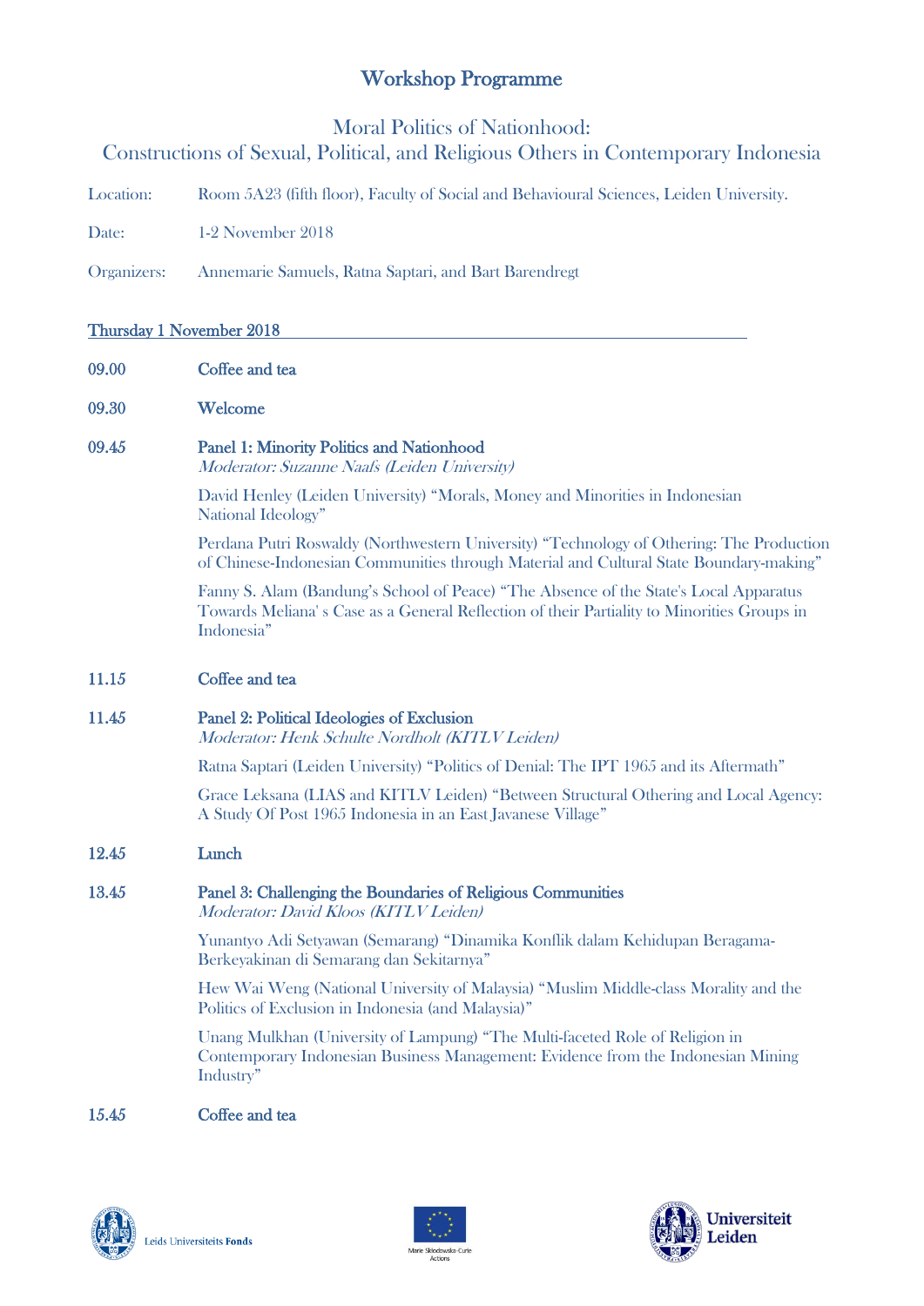# Workshop Programme

## Moral Politics of Nationhood:
## Constructions of Sexual, Political, and Religious Others in Contemporary Indonesia

Location: Room 5A23 (fifth floor), Faculty of Social and Behavioural Sciences, Leiden University.

Date: 1-2 November 2018

Organizers: Annemarie Samuels, Ratna Saptari, and Bart Barendregt

### Thursday 1 November 2018

**09.00** **Coffee and tea**

**09.30** **Welcome**

**09.45** **Panel 1: Minority Politics and Nationhood**
*Moderator: Suzanne Naafs (Leiden University)*

David Henley (Leiden University) "Morals, Money and Minorities in Indonesian National Ideology"

Perdana Putri Roswaldy (Northwestern University) "Technology of Othering: The Production of Chinese-Indonesian Communities through Material and Cultural State Boundary-making"

Fanny S. Alam (Bandung's School of Peace) "The Absence of the State's Local Apparatus Towards Meliana' s Case as a General Reflection of their Partiality to Minorities Groups in Indonesia"

**11.15** **Coffee and tea**

**11.45** **Panel 2: Political Ideologies of Exclusion**
*Moderator: Henk Schulte Nordholt (KITLV Leiden)*

Ratna Saptari (Leiden University) "Politics of Denial: The IPT 1965 and its Aftermath"

Grace Leksana (LIAS and KITLV Leiden) "Between Structural Othering and Local Agency: A Study Of Post 1965 Indonesia in an East Javanese Village"

**12.45** **Lunch**

**13.45** **Panel 3: Challenging the Boundaries of Religious Communities**
*Moderator: David Kloos (KITLV Leiden)*

Yunantyo Adi Setyawan (Semarang) "Dinamika Konflik dalam Kehidupan Beragama-Berkeyakinan di Semarang dan Sekitarnya"

Hew Wai Weng (National University of Malaysia) "Muslim Middle-class Morality and the Politics of Exclusion in Indonesia (and Malaysia)"

Unang Mulkhan (University of Lampung) "The Multi-faceted Role of Religion in Contemporary Indonesian Business Management: Evidence from the Indonesian Mining Industry"

**15.45** **Coffee and tea**

Leids Universiteits Fonds

Marie Skłodowska-Curie Actions

Universiteit Leiden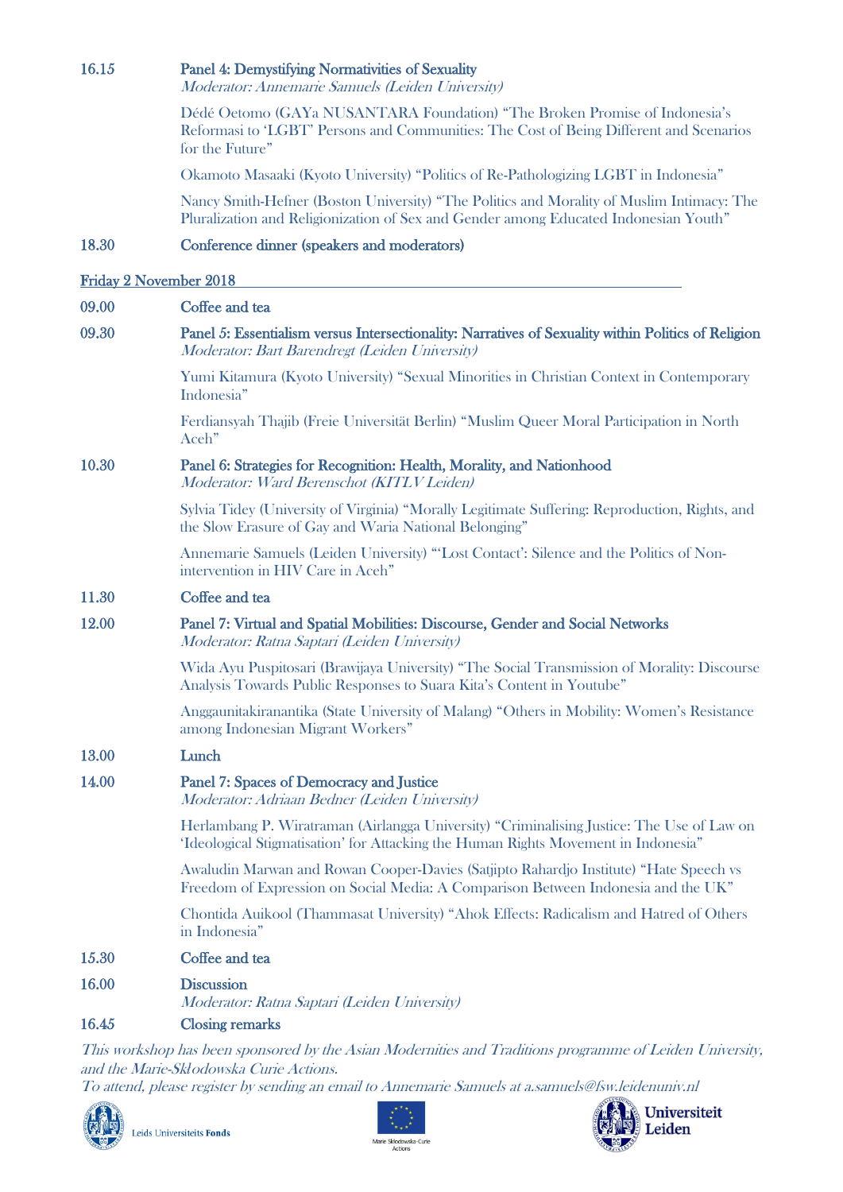**16.15** **Panel 4: Demystifying Normativities of Sexuality**
*Moderator: Annemarie Samuels (Leiden University)*

Dédé Oetomo (GAYa NUSANTARA Foundation) "The Broken Promise of Indonesia's Reformasi to 'LGBT' Persons and Communities: The Cost of Being Different and Scenarios for the Future"

Okamoto Masaaki (Kyoto University) "Politics of Re-Pathologizing LGBT in Indonesia"

Nancy Smith-Hefner (Boston University) "The Politics and Morality of Muslim Intimacy: The Pluralization and Religionization of Sex and Gender among Educated Indonesian Youth"

**18.30** **Conference dinner (speakers and moderators)**

## Friday 2 November 2018

**09.00** **Coffee and tea**

**09.30** **Panel 5: Essentialism versus Intersectionality: Narratives of Sexuality within Politics of Religion**
*Moderator: Bart Barendregt (Leiden University)*

Yumi Kitamura (Kyoto University) "Sexual Minorities in Christian Context in Contemporary Indonesia"

Ferdiansyah Thajib (Freie Universität Berlin) "Muslim Queer Moral Participation in North Aceh"

**10.30** **Panel 6: Strategies for Recognition: Health, Morality, and Nationhood**
*Moderator: Ward Berenschot (KITLV Leiden)*

Sylvia Tidey (University of Virginia) "Morally Legitimate Suffering: Reproduction, Rights, and the Slow Erasure of Gay and Waria National Belonging"

Annemarie Samuels (Leiden University) "'Lost Contact': Silence and the Politics of Non-intervention in HIV Care in Aceh"

**11.30** **Coffee and tea**

**12.00** **Panel 7: Virtual and Spatial Mobilities: Discourse, Gender and Social Networks**
*Moderator: Ratna Saptari (Leiden University)*

Wida Ayu Puspitosari (Brawijaya University) "The Social Transmission of Morality: Discourse Analysis Towards Public Responses to Suara Kita's Content in Youtube"

Anggaunitakiranantika (State University of Malang) "Others in Mobility: Women's Resistance among Indonesian Migrant Workers"

**13.00** **Lunch**

**14.00** **Panel 7: Spaces of Democracy and Justice**
*Moderator: Adriaan Bedner (Leiden University)*

Herlambang P. Wiratraman (Airlangga University) "Criminalising Justice: The Use of Law on 'Ideological Stigmatisation' for Attacking the Human Rights Movement in Indonesia"

Awaludin Marwan and Rowan Cooper-Davies (Satjipto Rahardjo Institute) "Hate Speech vs Freedom of Expression on Social Media: A Comparison Between Indonesia and the UK"

Chontida Auikool (Thammasat University) "Ahok Effects: Radicalism and Hatred of Others in Indonesia"

**15.30** **Coffee and tea**

**16.00** **Discussion**
*Moderator: Ratna Saptari (Leiden University)*

**16.45** **Closing remarks**

*This workshop has been sponsored by the Asian Modernities and Traditions programme of Leiden University, and the Marie-Skłodowska Curie Actions.*
*To attend, please register by sending an email to Annemarie Samuels at a.samuels@fsw.leidenuniv.nl*

Leids Universiteits Fonds

Marie Skłodowska-Curie Actions

Universiteit Leiden